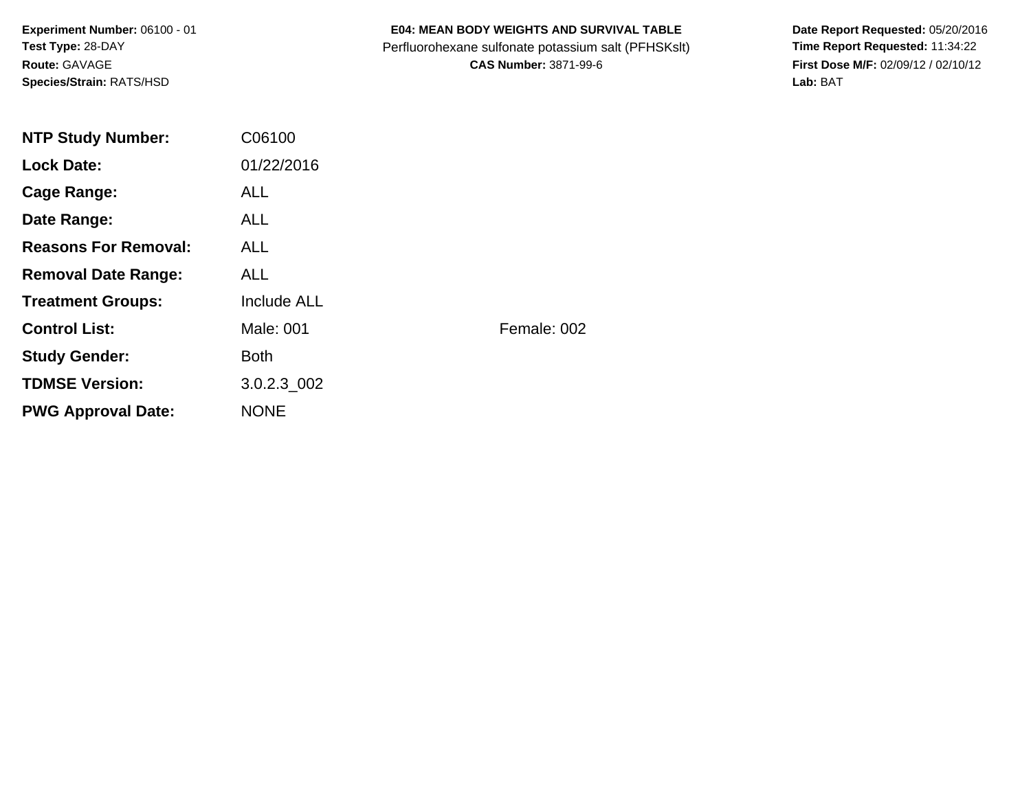**Experiment Number:** 06100 - 01
**Test Type:** 28-DAY
**Route:** GAVAGE
**Species/Strain:** RATS/HSD

**E04: MEAN BODY WEIGHTS AND SURVIVAL TABLE**
Perfluorohexane sulfonate potassium salt (PFHSKslt)
**CAS Number:** 3871-99-6

**Date Report Requested:** 05/20/2016
**Time Report Requested:** 11:34:22
**First Dose M/F:** 02/09/12 / 02/10/12
**Lab:** BAT

| | | |
|---|---|---|
| **NTP Study Number:** | C06100 | |
| **Lock Date:** | 01/22/2016 | |
| **Cage Range:** | ALL | |
| **Date Range:** | ALL | |
| **Reasons For Removal:** | ALL | |
| **Removal Date Range:** | ALL | |
| **Treatment Groups:** | Include ALL | |
| **Control List:** | Male: 001 | Female: 002 |
| **Study Gender:** | Both | |
| **TDMSE Version:** | 3.0.2.3_002 | |
| **PWG Approval Date:** | NONE | |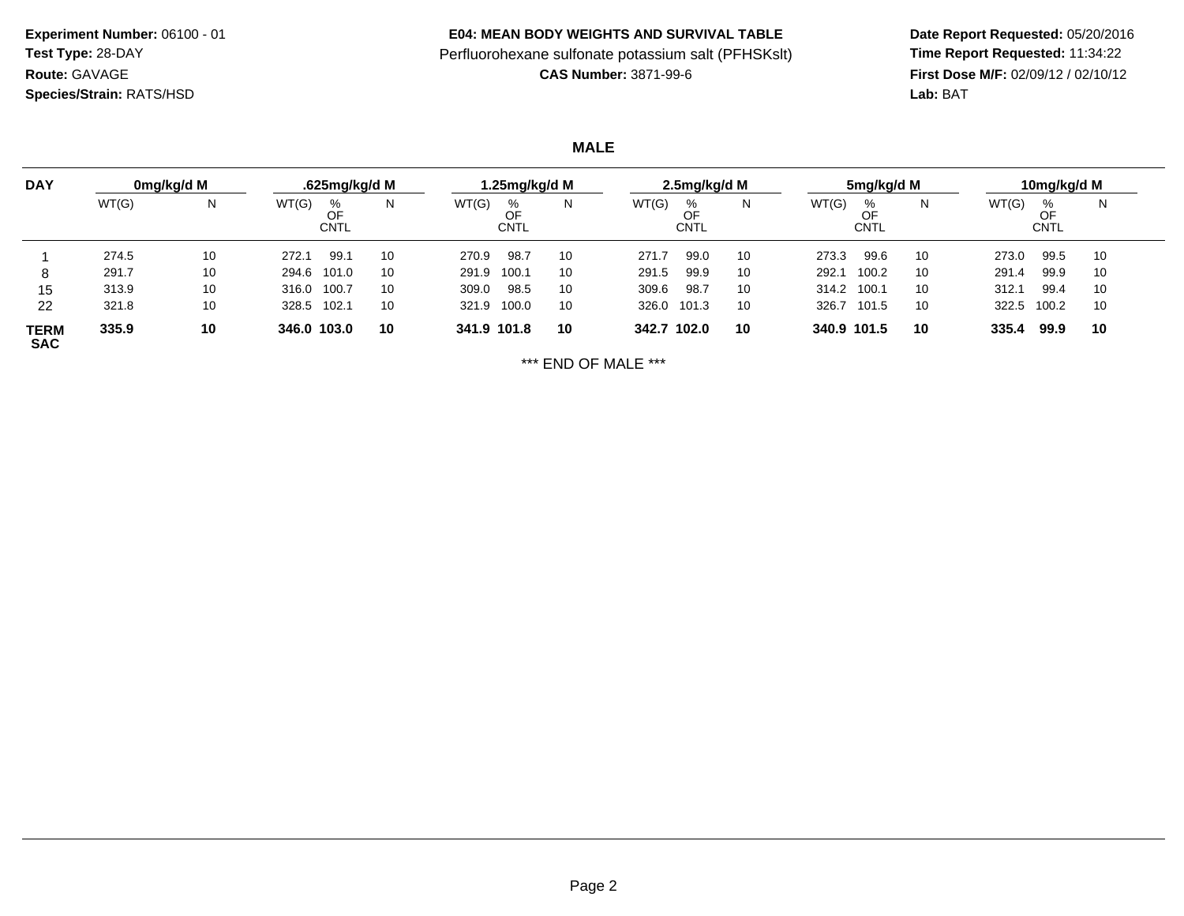**Experiment Number:** 06100 - 01
**Test Type:** 28-DAY
**Route:** GAVAGE
**Species/Strain:** RATS/HSD

**E04: MEAN BODY WEIGHTS AND SURVIVAL TABLE**
Perfluorohexane sulfonate potassium salt (PFHSKslt)
**CAS Number:** 3871-99-6

**Date Report Requested:** 05/20/2016
**Time Report Requested:** 11:34:22
**First Dose M/F:** 02/09/12 / 02/10/12
**Lab:** BAT

**MALE**

| DAY | 0mg/kg/d M | | .625mg/kg/d M | | | 1.25mg/kg/d M | | | 2.5mg/kg/d M | | | 5mg/kg/d M | | | 10mg/kg/d M | | |
|---|---|---|---|---|---|---|---|---|---|---|---|---|---|---|---|---|---|
| | WT(G) | N | WT(G) | % OF CNTL | N | WT(G) | % OF CNTL | N | WT(G) | % OF CNTL | N | WT(G) | % OF CNTL | N | WT(G) | % OF CNTL | N |
| 1 | 274.5 | 10 | 272.1 | 99.1 | 10 | 270.9 | 98.7 | 10 | 271.7 | 99.0 | 10 | 273.3 | 99.6 | 10 | 273.0 | 99.5 | 10 |
| 8 | 291.7 | 10 | 294.6 | 101.0 | 10 | 291.9 | 100.1 | 10 | 291.5 | 99.9 | 10 | 292.1 | 100.2 | 10 | 291.4 | 99.9 | 10 |
| 15 | 313.9 | 10 | 316.0 | 100.7 | 10 | 309.0 | 98.5 | 10 | 309.6 | 98.7 | 10 | 314.2 | 100.1 | 10 | 312.1 | 99.4 | 10 |
| 22 | 321.8 | 10 | 328.5 | 102.1 | 10 | 321.9 | 100.0 | 10 | 326.0 | 101.3 | 10 | 326.7 | 101.5 | 10 | 322.5 | 100.2 | 10 |
| **TERM SAC** | **335.9** | **10** | **346.0** | **103.0** | **10** | **341.9** | **101.8** | **10** | **342.7** | **102.0** | **10** | **340.9** | **101.5** | **10** | **335.4** | **99.9** | **10** |

*** END OF MALE ***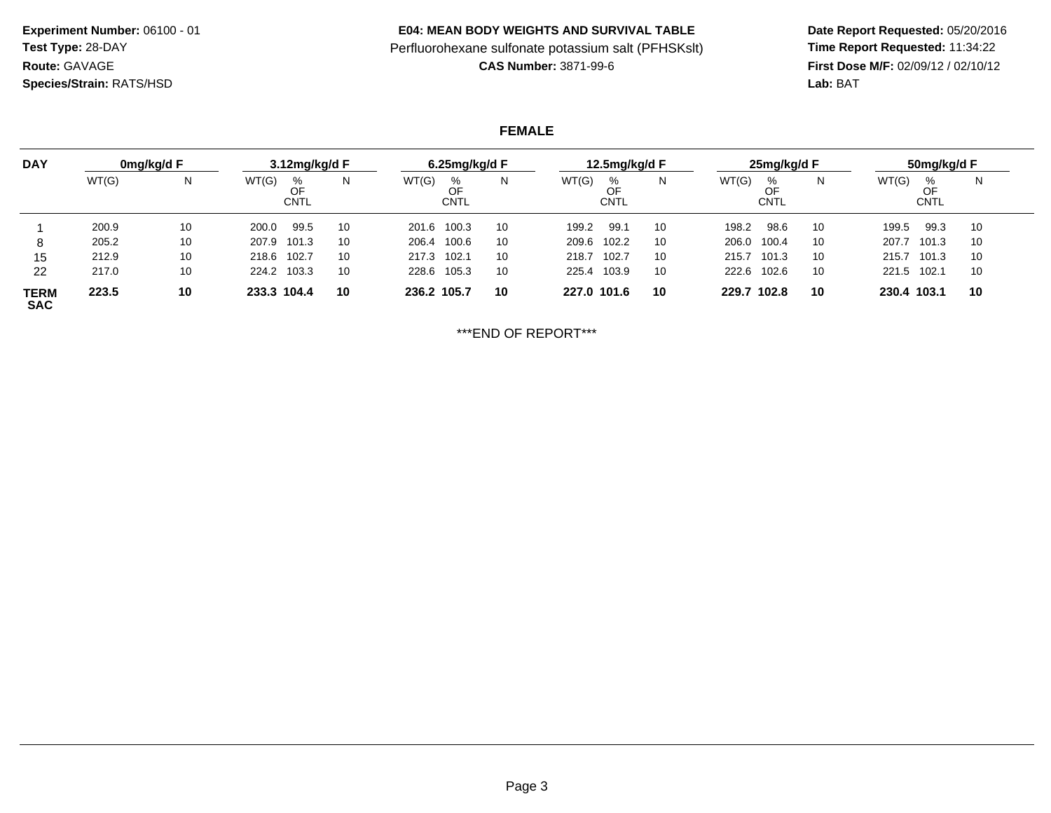**Experiment Number:** 06100 - 01
**Test Type:** 28-DAY
**Route:** GAVAGE
**Species/Strain:** RATS/HSD

**E04: MEAN BODY WEIGHTS AND SURVIVAL TABLE**
Perfluorohexane sulfonate potassium salt (PFHSKslt)
**CAS Number:** 3871-99-6

**Date Report Requested:** 05/20/2016
**Time Report Requested:** 11:34:22
**First Dose M/F:** 02/09/12 / 02/10/12
**Lab:** BAT

**FEMALE**

| DAY | 0mg/kg/d F | | 3.12mg/kg/d F | | | 6.25mg/kg/d F | | | 12.5mg/kg/d F | | | 25mg/kg/d F | | | 50mg/kg/d F | | |
|---|---|---|---|---|---|---|---|---|---|---|---|---|---|---|---|---|---|
| | WT(G) | N | WT(G) | % OF CNTL | N | WT(G) | % OF CNTL | N | WT(G) | % OF CNTL | N | WT(G) | % OF CNTL | N | WT(G) | % OF CNTL | N |
| 1 | 200.9 | 10 | 200.0 | 99.5 | 10 | 201.6 | 100.3 | 10 | 199.2 | 99.1 | 10 | 198.2 | 98.6 | 10 | 199.5 | 99.3 | 10 |
| 8 | 205.2 | 10 | 207.9 | 101.3 | 10 | 206.4 | 100.6 | 10 | 209.6 | 102.2 | 10 | 206.0 | 100.4 | 10 | 207.7 | 101.3 | 10 |
| 15 | 212.9 | 10 | 218.6 | 102.7 | 10 | 217.3 | 102.1 | 10 | 218.7 | 102.7 | 10 | 215.7 | 101.3 | 10 | 215.7 | 101.3 | 10 |
| 22 | 217.0 | 10 | 224.2 | 103.3 | 10 | 228.6 | 105.3 | 10 | 225.4 | 103.9 | 10 | 222.6 | 102.6 | 10 | 221.5 | 102.1 | 10 |
| **TERM SAC** | **223.5** | **10** | **233.3** | **104.4** | **10** | **236.2** | **105.7** | **10** | **227.0** | **101.6** | **10** | **229.7** | **102.8** | **10** | **230.4** | **103.1** | **10** |

***END OF REPORT***